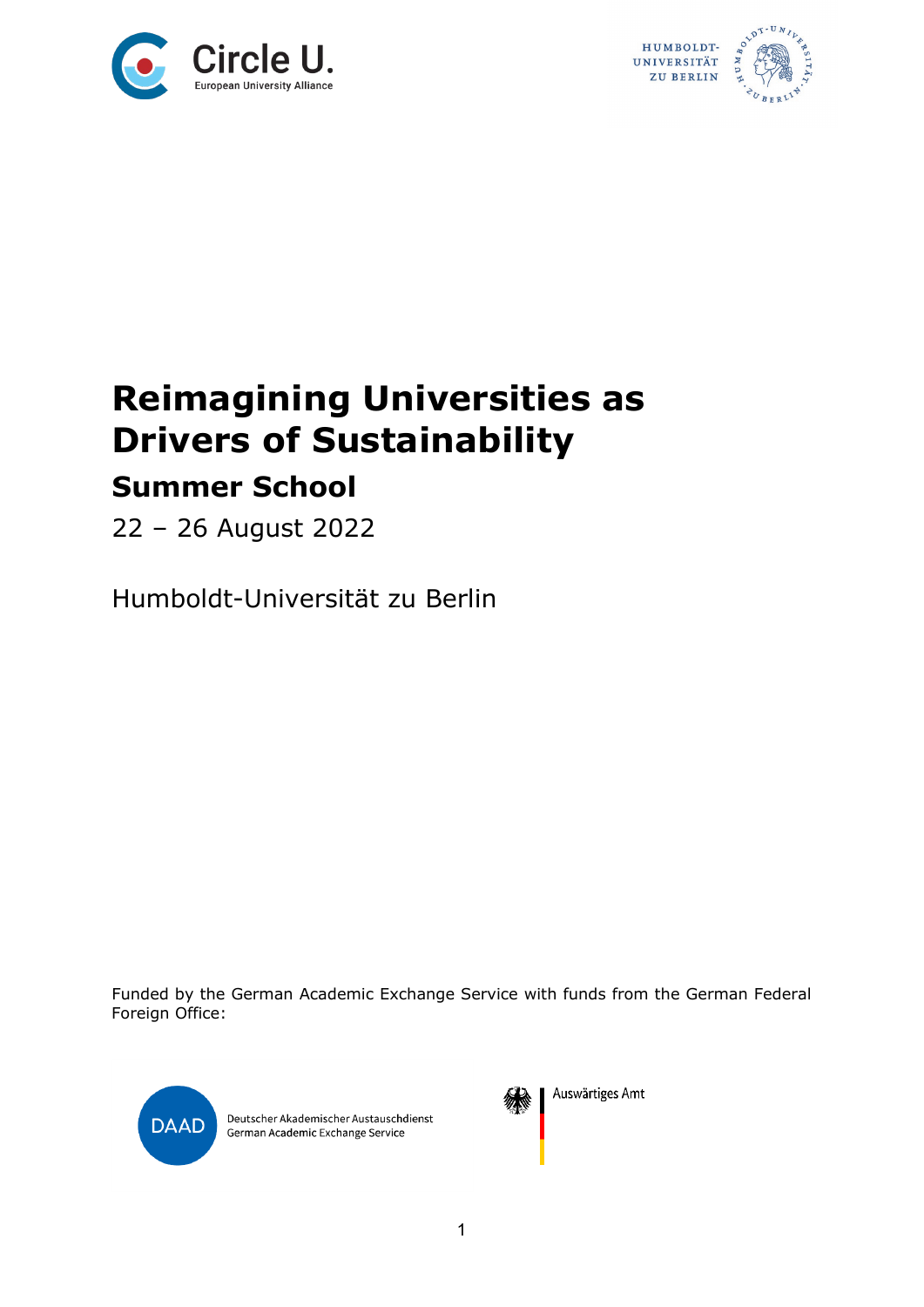# Reimagining Universities as Drivers of Sustainability

## Summer School

22 – 26 August 2022

Humboldt-Universität zu Berlin

Funded by the German Academic Exchange Service with funds from the German Federal Foreign Office: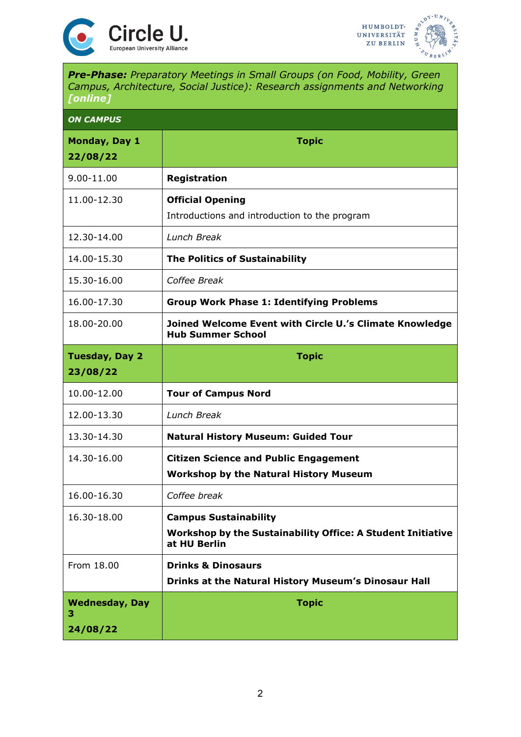***Pre-Phase:*** *Preparatory Meetings in Small Groups (on Food, Mobility, Green Campus, Architecture, Social Justice): Research assignments and Networking* ***[online]***

***ON CAMPUS***

| **Monday, Day 1**<br>**22/08/22** | **Topic** |
|---|---|
| 9.00-11.00 | **Registration** |
| 11.00-12.30 | **Official Opening**<br>Introductions and introduction to the program |
| 12.30-14.00 | *Lunch Break* |
| 14.00-15.30 | **The Politics of Sustainability** |
| 15.30-16.00 | *Coffee Break* |
| 16.00-17.30 | **Group Work Phase 1: Identifying Problems** |
| 18.00-20.00 | **Joined Welcome Event with Circle U.'s Climate Knowledge Hub Summer School** |
| **Tuesday, Day 2**<br>**23/08/22** | **Topic** |
| 10.00-12.00 | **Tour of Campus Nord** |
| 12.00-13.30 | *Lunch Break* |
| 13.30-14.30 | **Natural History Museum: Guided Tour** |
| 14.30-16.00 | **Citizen Science and Public Engagement**<br>**Workshop by the Natural History Museum** |
| 16.00-16.30 | *Coffee break* |
| 16.30-18.00 | **Campus Sustainability**<br>**Workshop by the Sustainability Office: A Student Initiative at HU Berlin** |
| From 18.00 | **Drinks & Dinosaurs**<br>**Drinks at the Natural History Museum's Dinosaur Hall** |
| **Wednesday, Day 3**<br>**24/08/22** | **Topic** |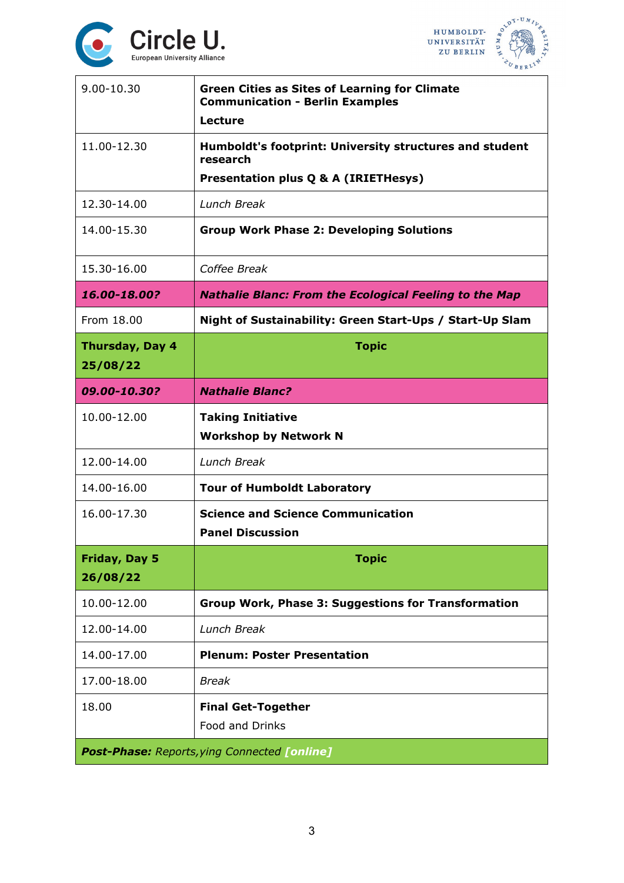| | |
|---|---|
| 9.00-10.30 | **Green Cities as Sites of Learning for Climate Communication - Berlin Examples**<br>**Lecture** |
| 11.00-12.30 | **Humboldt's footprint: University structures and student research**<br>**Presentation plus Q & A (IRIETHesys)** |
| 12.30-14.00 | *Lunch Break* |
| 14.00-15.30 | **Group Work Phase 2: Developing Solutions** |
| 15.30-16.00 | *Coffee Break* |
| ***16.00-18.00?*** | ***Nathalie Blanc: From the Ecological Feeling to the Map*** |
| From 18.00 | **Night of Sustainability: Green Start-Ups / Start-Up Slam** |
| **Thursday, Day 4**<br>**25/08/22** | **Topic** |
| ***09.00-10.30?*** | ***Nathalie Blanc?*** |
| 10.00-12.00 | **Taking Initiative**<br>**Workshop by Network N** |
| 12.00-14.00 | *Lunch Break* |
| 14.00-16.00 | **Tour of Humboldt Laboratory** |
| 16.00-17.30 | **Science and Science Communication**<br>**Panel Discussion** |
| **Friday, Day 5**<br>**26/08/22** | **Topic** |
| 10.00-12.00 | **Group Work, Phase 3: Suggestions for Transformation** |
| 12.00-14.00 | *Lunch Break* |
| 14.00-17.00 | **Plenum: Poster Presentation** |
| 17.00-18.00 | *Break* |
| 18.00 | **Final Get-Together**<br>Food and Drinks |
| ***Post-Phase:*** *Reports,ying Connected* ***[online]*** | |